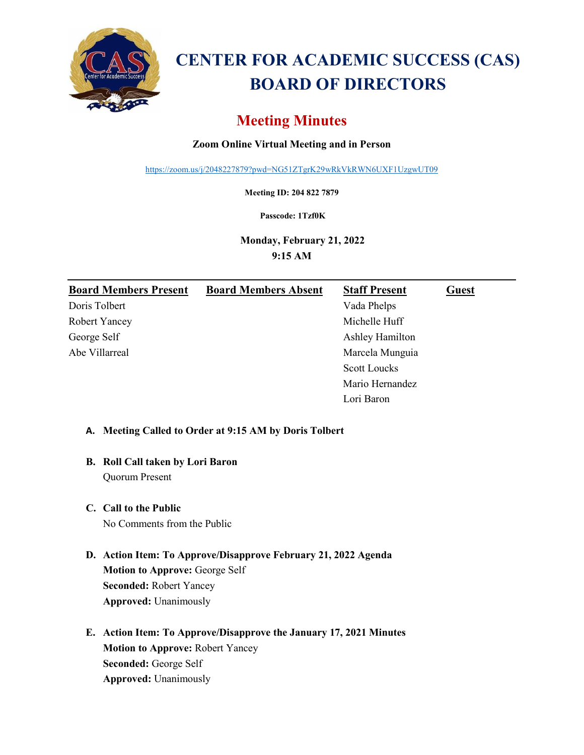# CENTER FOR ACADEMIC SUCCESS (CAS) BOARD OF DIRECTORS

## Meeting Minutes

**Zoom Online Virtual Meeting and in Person**

https://zoom.us/j/2048227879?pwd=NG51ZTgrK29wRkVkRWN6UXF1UzgwUT09

**Meeting ID: 204 822 7879**

**Passcode: 1Tzf0K**

**Monday, February 21, 2022**
**9:15 AM**

| Board Members Present | Board Members Absent | Staff Present | Guest |
|---|---|---|---|
| Doris Tolbert | | Vada Phelps | |
| Robert Yancey | | Michelle Huff | |
| George Self | | Ashley Hamilton | |
| Abe Villarreal | | Marcela Munguia | |
| | | Scott Loucks | |
| | | Mario Hernandez | |
| | | Lori Baron | |

A. **Meeting Called to Order at 9:15 AM by Doris Tolbert**

B. **Roll Call taken by Lori Baron**
Quorum Present

C. **Call to the Public**
No Comments from the Public

D. **Action Item: To Approve/Disapprove February 21, 2022 Agenda**
**Motion to Approve:** George Self
**Seconded:** Robert Yancey
**Approved:** Unanimously

E. **Action Item: To Approve/Disapprove the January 17, 2021 Minutes**
**Motion to Approve:** Robert Yancey
**Seconded:** George Self
**Approved:** Unanimously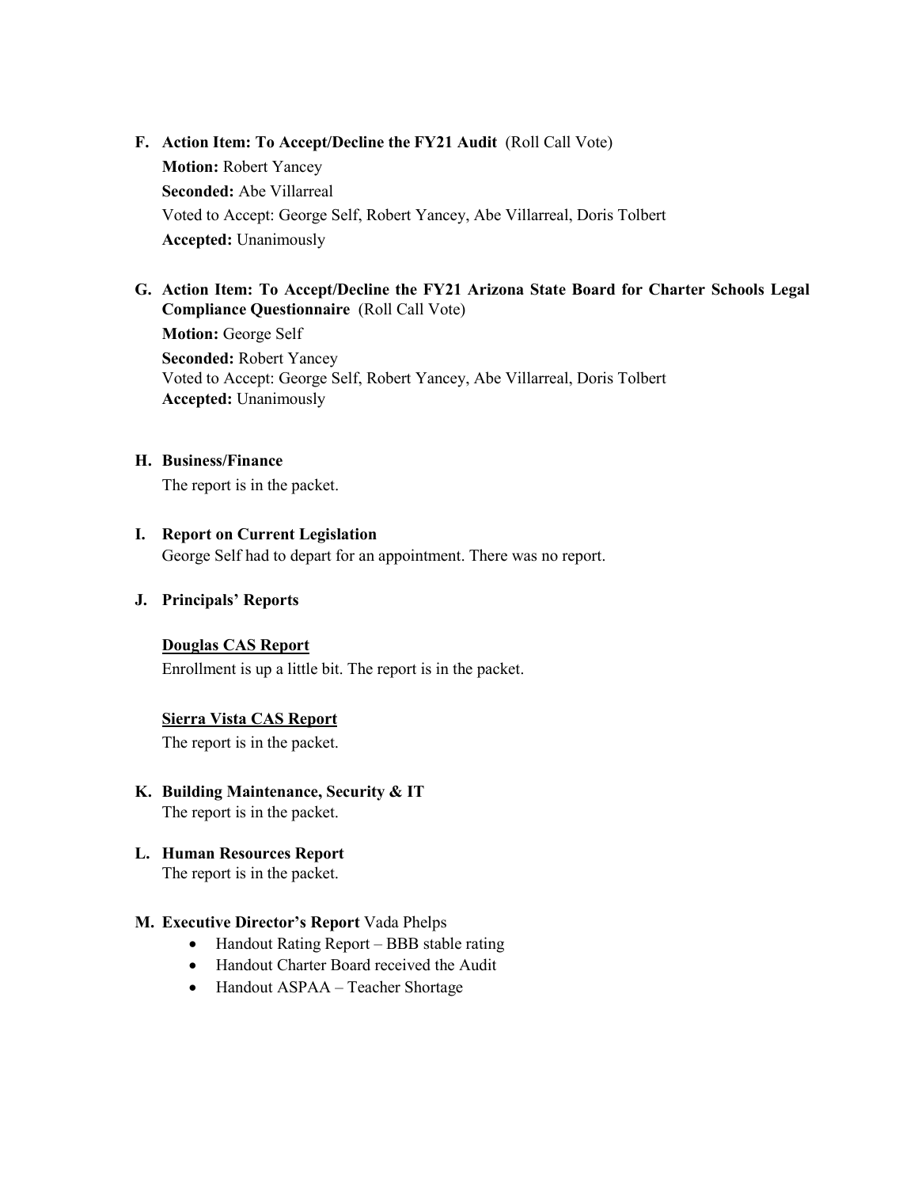**F. Action Item: To Accept/Decline the FY21 Audit** (Roll Call Vote)

**Motion:** Robert Yancey

**Seconded:** Abe Villarreal

Voted to Accept: George Self, Robert Yancey, Abe Villarreal, Doris Tolbert

**Accepted:** Unanimously

**G. Action Item: To Accept/Decline the FY21 Arizona State Board for Charter Schools Legal Compliance Questionnaire** (Roll Call Vote)

**Motion:** George Self

**Seconded:** Robert Yancey

Voted to Accept: George Self, Robert Yancey, Abe Villarreal, Doris Tolbert

**Accepted:** Unanimously

**H. Business/Finance**

The report is in the packet.

**I. Report on Current Legislation**

George Self had to depart for an appointment. There was no report.

**J. Principals' Reports**

**<u>Douglas CAS Report</u>**

Enrollment is up a little bit. The report is in the packet.

**<u>Sierra Vista CAS Report</u>**

The report is in the packet.

**K. Building Maintenance, Security & IT**

The report is in the packet.

**L. Human Resources Report**

The report is in the packet.

**M. Executive Director's Report** Vada Phelps

- Handout Rating Report – BBB stable rating
- Handout Charter Board received the Audit
- Handout ASPAA – Teacher Shortage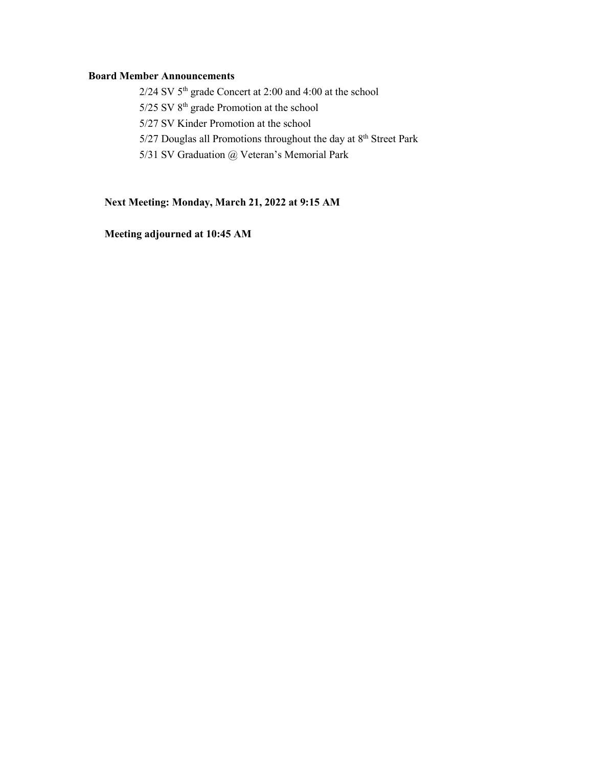**Board Member Announcements**

2/24 SV 5th grade Concert at 2:00 and 4:00 at the school

5/25 SV 8th grade Promotion at the school

5/27 SV Kinder Promotion at the school

5/27 Douglas all Promotions throughout the day at 8th Street Park

5/31 SV Graduation @ Veteran's Memorial Park

**Next Meeting: Monday, March 21, 2022 at 9:15 AM**

**Meeting adjourned at 10:45 AM**